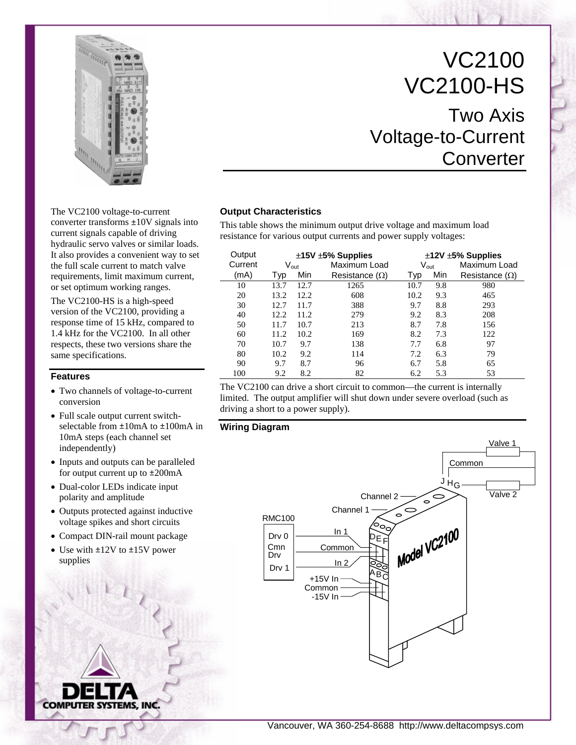# VC2100
# VC2100-HS

## Two Axis Voltage-to-Current Converter

The VC2100 voltage-to-current converter transforms ±10V signals into current signals capable of driving hydraulic servo valves or similar loads. It also provides a convenient way to set the full scale current to match valve requirements, limit maximum current, or set optimum working ranges.

The VC2100-HS is a high-speed version of the VC2100, providing a response time of 15 kHz, compared to 1.4 kHz for the VC2100. In all other respects, these two versions share the same specifications.

### Features

- Two channels of voltage-to-current conversion
- Full scale output current switch-selectable from ±10mA to ±100mA in 10mA steps (each channel set independently)
- Inputs and outputs can be paralleled for output current up to ±200mA
- Dual-color LEDs indicate input polarity and amplitude
- Outputs protected against inductive voltage spikes and short circuits
- Compact DIN-rail mount package
- Use with ±12V to ±15V power supplies

### Output Characteristics

This table shows the minimum output drive voltage and maximum load resistance for various output currents and power supply voltages:

| Output Current | ±15V ±5% Supplies | | | ±12V ±5% Supplies | | |
|---|---|---|---|---|---|---|
| | $V_{out}$ | | Maximum Load | $V_{out}$ | | Maximum Load |
| (mA) | Typ | Min | Resistance (Ω) | Typ | Min | Resistance (Ω) |
| 10 | 13.7 | 12.7 | 1265 | 10.7 | 9.8 | 980 |
| 20 | 13.2 | 12.2 | 608 | 10.2 | 9.3 | 465 |
| 30 | 12.7 | 11.7 | 388 | 9.7 | 8.8 | 293 |
| 40 | 12.2 | 11.2 | 279 | 9.2 | 8.3 | 208 |
| 50 | 11.7 | 10.7 | 213 | 8.7 | 7.8 | 156 |
| 60 | 11.2 | 10.2 | 169 | 8.2 | 7.3 | 122 |
| 70 | 10.7 | 9.7 | 138 | 7.7 | 6.8 | 97 |
| 80 | 10.2 | 9.2 | 114 | 7.2 | 6.3 | 79 |
| 90 | 9.7 | 8.7 | 96 | 6.7 | 5.8 | 65 |
| 100 | 9.2 | 8.2 | 82 | 6.2 | 5.3 | 53 |

The VC2100 can drive a short circuit to common—the current is internally limited. The output amplifier will shut down under severe overload (such as driving a short to a power supply).

### Wiring Diagram

Vancouver, WA 360-254-8688 http://www.deltacompsys.com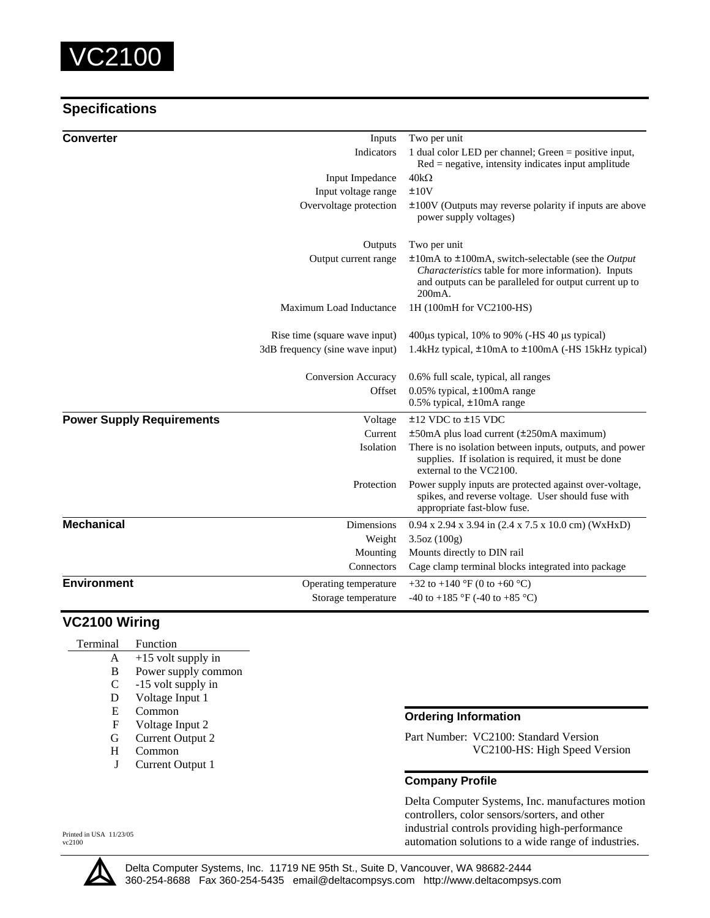# VC2100

## Specifications

| | | |
|---|---|---|
| **Converter** | Inputs | Two per unit |
| | Indicators | 1 dual color LED per channel; Green = positive input, Red = negative, intensity indicates input amplitude |
| | Input Impedance | 40kΩ |
| | Input voltage range | ±10V |
| | Overvoltage protection | ±100V (Outputs may reverse polarity if inputs are above power supply voltages) |
| | Outputs | Two per unit |
| | Output current range | ±10mA to ±100mA, switch-selectable (see the *Output Characteristics* table for more information). Inputs and outputs can be paralleled for output current up to 200mA. |
| | Maximum Load Inductance | 1H (100mH for VC2100-HS) |
| | Rise time (square wave input) | 400μs typical, 10% to 90% (-HS 40 μs typical) |
| | 3dB frequency (sine wave input) | 1.4kHz typical, ±10mA to ±100mA (-HS 15kHz typical) |
| | Conversion Accuracy | 0.6% full scale, typical, all ranges |
| | Offset | 0.05% typical, ±100mA range<br>0.5% typical, ±10mA range |
| **Power Supply Requirements** | Voltage | ±12 VDC to ±15 VDC |
| | Current | ±50mA plus load current (±250mA maximum) |
| | Isolation | There is no isolation between inputs, outputs, and power supplies. If isolation is required, it must be done external to the VC2100. |
| | Protection | Power supply inputs are protected against over-voltage, spikes, and reverse voltage. User should fuse with appropriate fast-blow fuse. |
| **Mechanical** | Dimensions | 0.94 x 2.94 x 3.94 in (2.4 x 7.5 x 10.0 cm) (WxHxD) |
| | Weight | 3.5oz (100g) |
| | Mounting | Mounts directly to DIN rail |
| | Connectors | Cage clamp terminal blocks integrated into package |
| **Environment** | Operating temperature | +32 to +140 °F (0 to +60 °C) |
| | Storage temperature | -40 to +185 °F (-40 to +85 °C) |

## VC2100 Wiring

| Terminal | Function |
|---|---|
| A | +15 volt supply in |
| B | Power supply common |
| C | -15 volt supply in |
| D | Voltage Input 1 |
| E | Common |
| F | Voltage Input 2 |
| G | Current Output 2 |
| H | Common |
| J | Current Output 1 |

### Ordering Information

Part Number: VC2100: Standard Version
VC2100-HS: High Speed Version

### Company Profile

Delta Computer Systems, Inc. manufactures motion controllers, color sensors/sorters, and other industrial controls providing high-performance automation solutions to a wide range of industries.

Printed in USA 11/23/05
vc2100

Delta Computer Systems, Inc. 11719 NE 95th St., Suite D, Vancouver, WA 98682-2444
360-254-8688 Fax 360-254-5435 email@deltacompsys.com http://www.deltacompsys.com